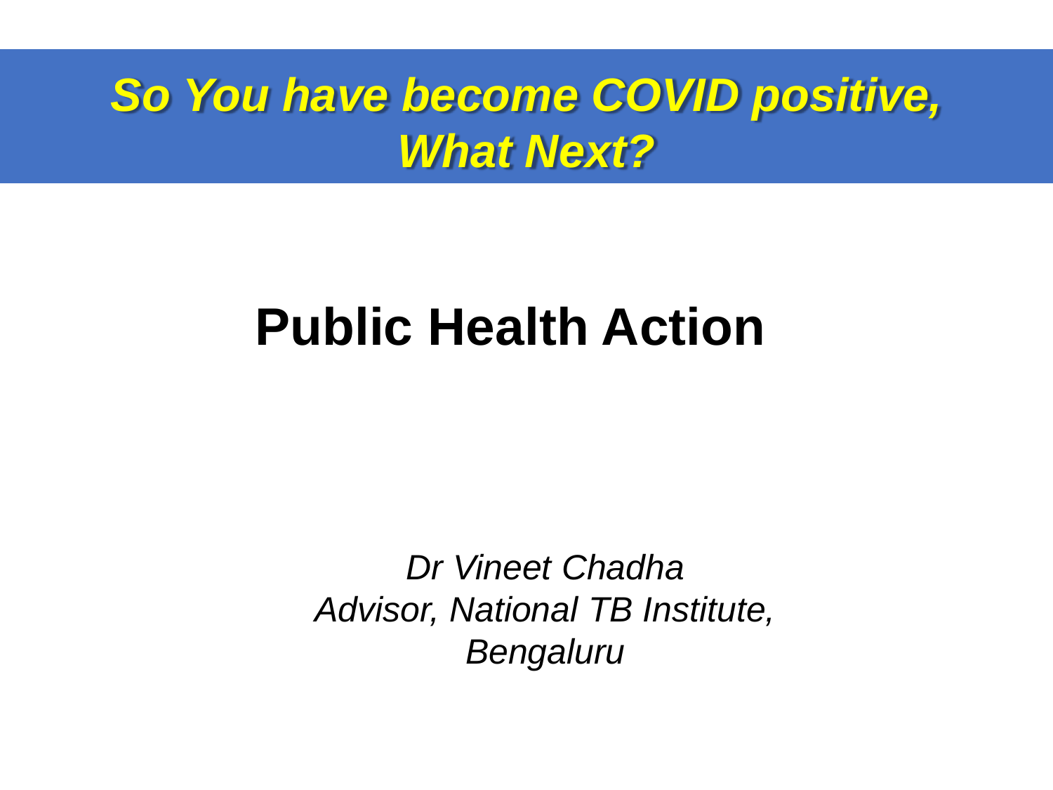# *So You have become COVID positive, What Next?*

## Public Health Action

*Dr Vineet Chadha*
*Advisor, National TB Institute,*
*Bengaluru*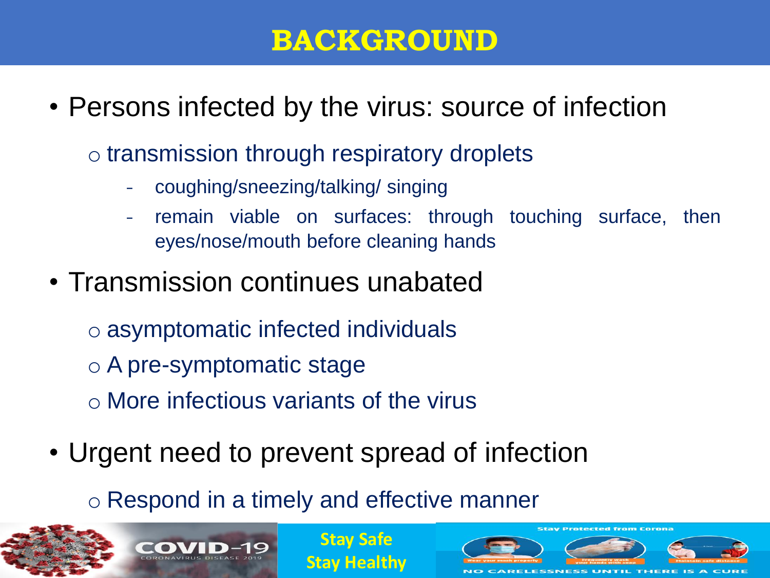# BACKGROUND

- Persons infected by the virus: source of infection
  - transmission through respiratory droplets
    - coughing/sneezing/talking/ singing
    - remain viable on surfaces: through touching surface, then eyes/nose/mouth before cleaning hands
- Transmission continues unabated
  - asymptomatic infected individuals
  - A pre-symptomatic stage
  - More infectious variants of the virus
- Urgent need to prevent spread of infection
  - Respond in a timely and effective manner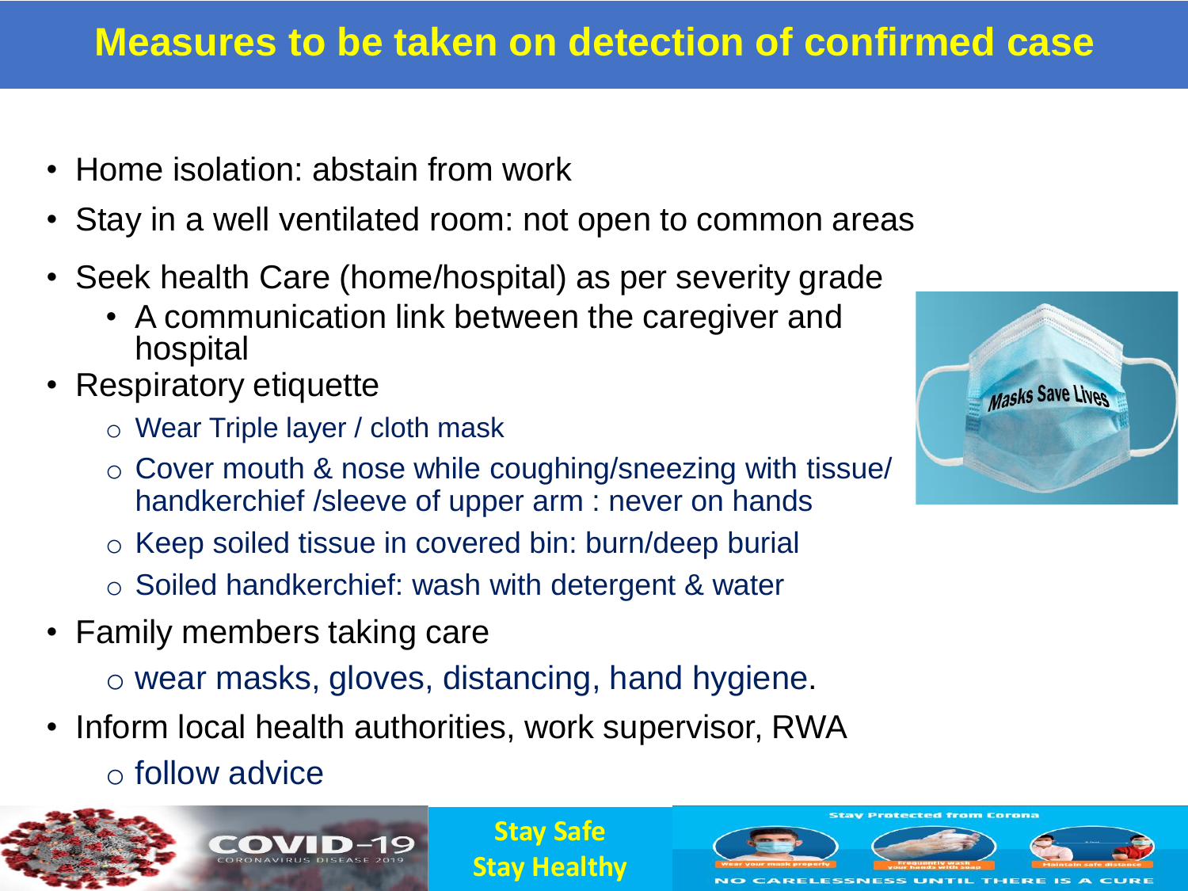# Measures to be taken on detection of confirmed case

- Home isolation: abstain from work
- Stay in a well ventilated room: not open to common areas
- Seek health Care (home/hospital) as per severity grade
  - A communication link between the caregiver and hospital
- Respiratory etiquette
  - Wear Triple layer / cloth mask
  - Cover mouth & nose while coughing/sneezing with tissue/ handkerchief /sleeve of upper arm : never on hands
  - Keep soiled tissue in covered bin: burn/deep burial
  - Soiled handkerchief: wash with detergent & water
- Family members taking care
  - wear masks, gloves, distancing, hand hygiene.
- Inform local health authorities, work supervisor, RWA
  - follow advice

Stay Safe
Stay Healthy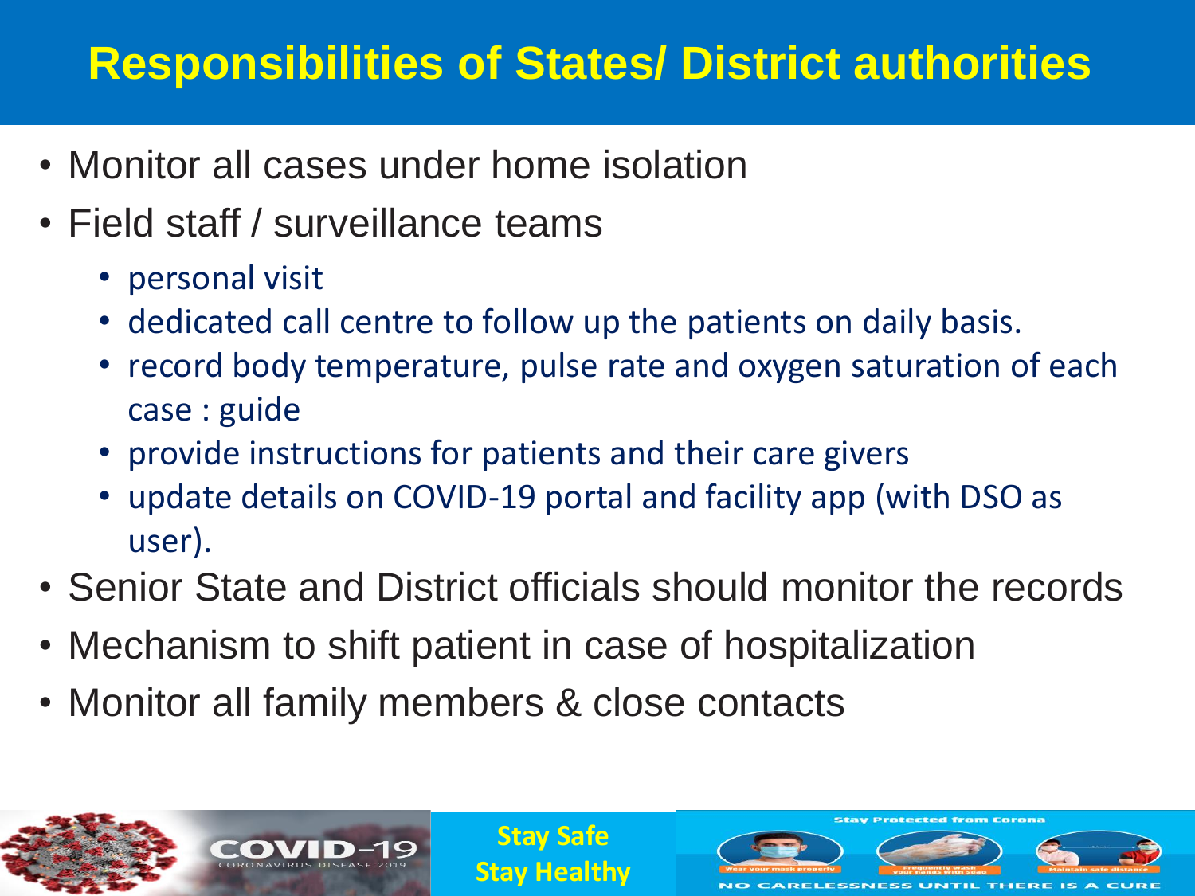# Responsibilities of States/ District authorities

- Monitor all cases under home isolation
- Field staff / surveillance teams
  - personal visit
  - dedicated call centre to follow up the patients on daily basis.
  - record body temperature, pulse rate and oxygen saturation of each case : guide
  - provide instructions for patients and their care givers
  - update details on COVID-19 portal and facility app (with DSO as user).
- Senior State and District officials should monitor the records
- Mechanism to shift patient in case of hospitalization
- Monitor all family members & close contacts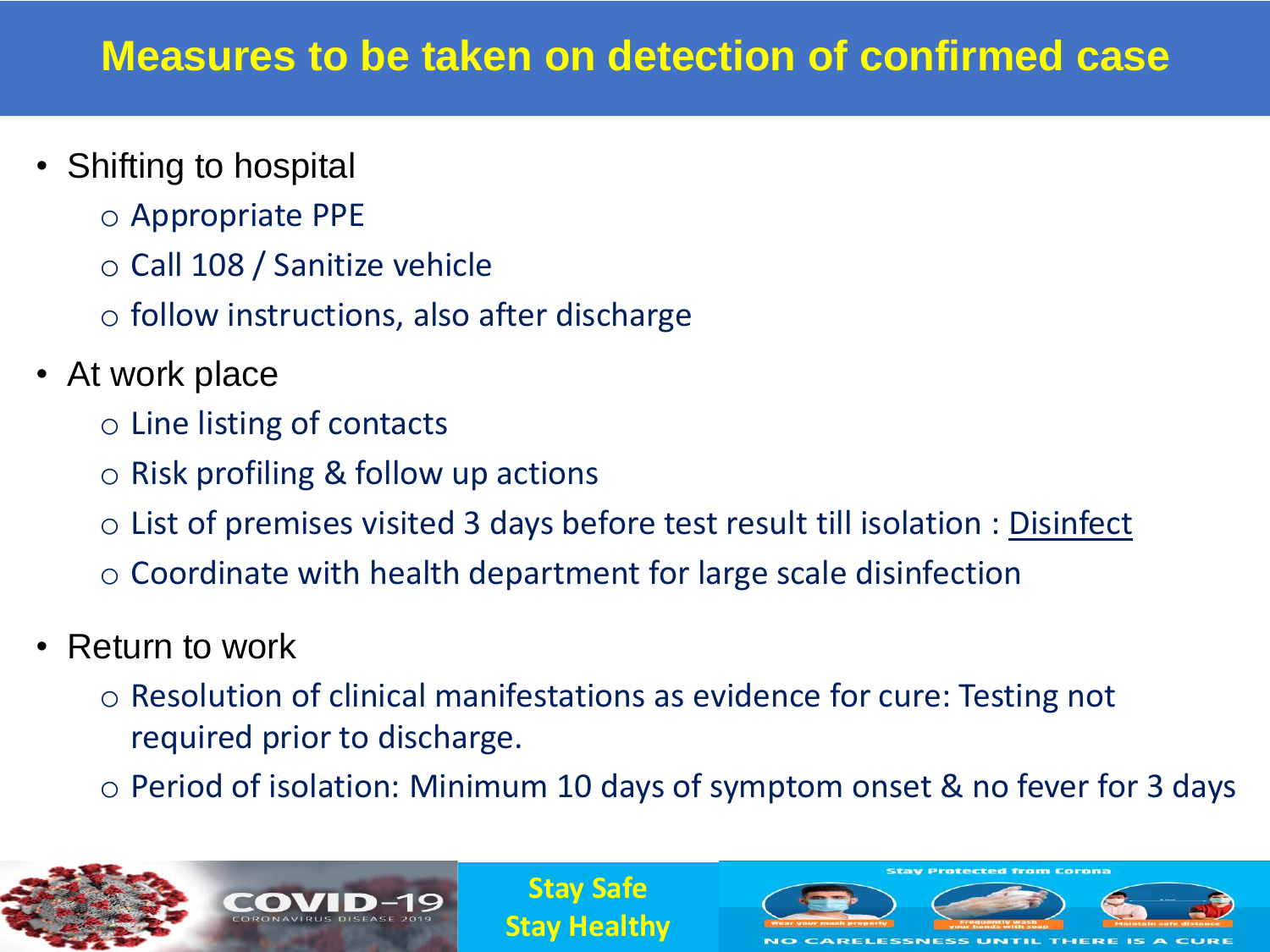# Measures to be taken on detection of confirmed case

- Shifting to hospital
  - Appropriate PPE
  - Call 108 / Sanitize vehicle
  - follow instructions, also after discharge
- At work place
  - Line listing of contacts
  - Risk profiling & follow up actions
  - List of premises visited 3 days before test result till isolation : Disinfect
  - Coordinate with health department for large scale disinfection
- Return to work
  - Resolution of clinical manifestations as evidence for cure: Testing not required prior to discharge.
  - Period of isolation: Minimum 10 days of symptom onset & no fever for 3 days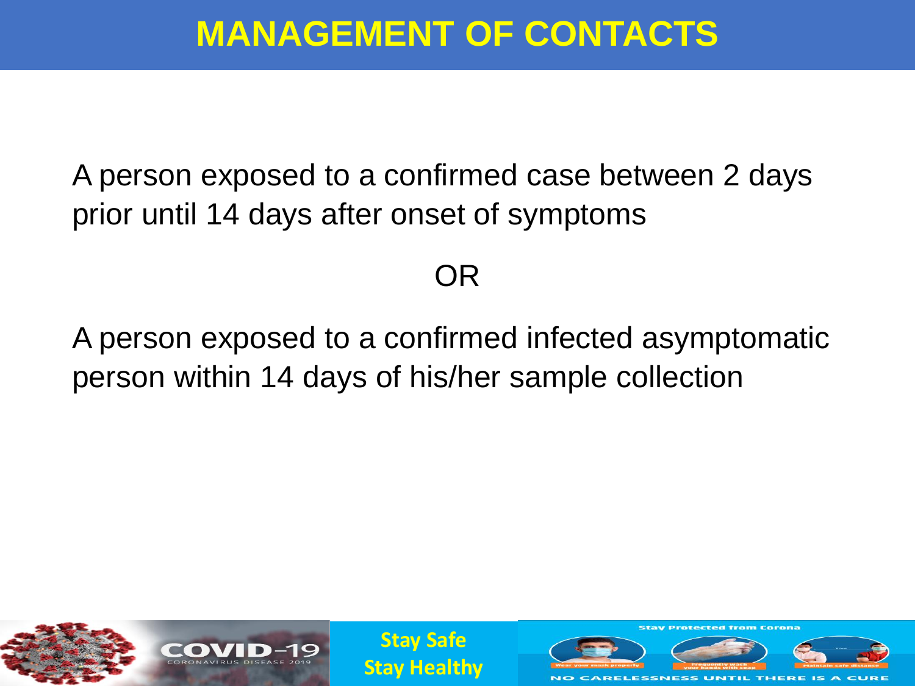# MANAGEMENT OF CONTACTS

A person exposed to a confirmed case between 2 days prior until 14 days after onset of symptoms

OR

A person exposed to a confirmed infected asymptomatic person within 14 days of his/her sample collection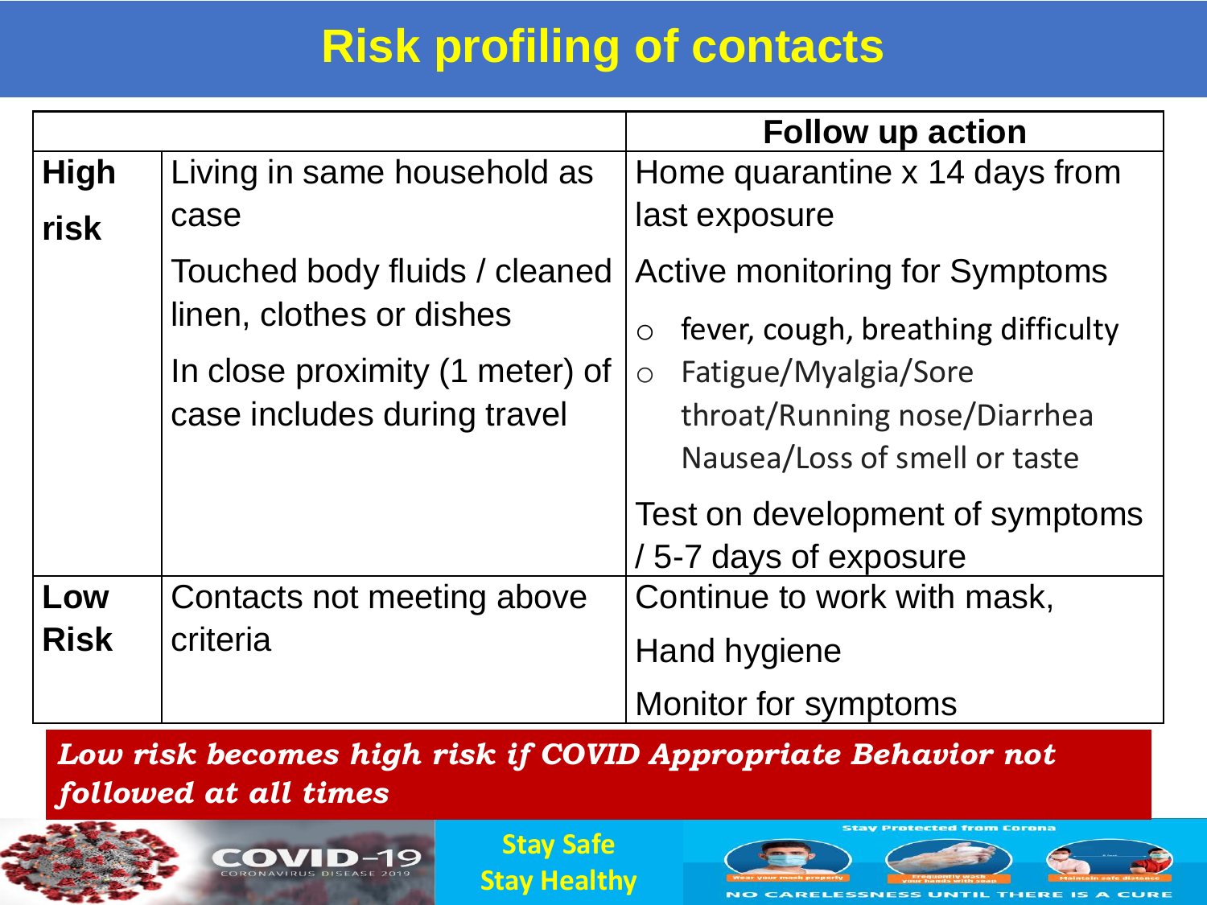# Risk profiling of contacts

| | | Follow up action |
|---|---|---|
| **High risk** | Living in same household as case<br>Touched body fluids / cleaned linen, clothes or dishes<br>In close proximity (1 meter) of case includes during travel | Home quarantine x 14 days from last exposure<br>Active monitoring for Symptoms<br>○ fever, cough, breathing difficulty<br>○ Fatigue/Myalgia/Sore throat/Running nose/Diarrhea Nausea/Loss of smell or taste<br>Test on development of symptoms / 5-7 days of exposure |
| **Low Risk** | Contacts not meeting above criteria | Continue to work with mask,<br>Hand hygiene<br>Monitor for symptoms |

***Low risk becomes high risk if COVID Appropriate Behavior not followed at all times***

COVID-19 CORONAVIRUS DISEASE 2019

Stay Safe
Stay Healthy

Stay Protected from Corona

Wear your mask properly | Frequently wash your hands with soap | Maintain safe distance

NO CARELESSNESS UNTIL THERE IS A CURE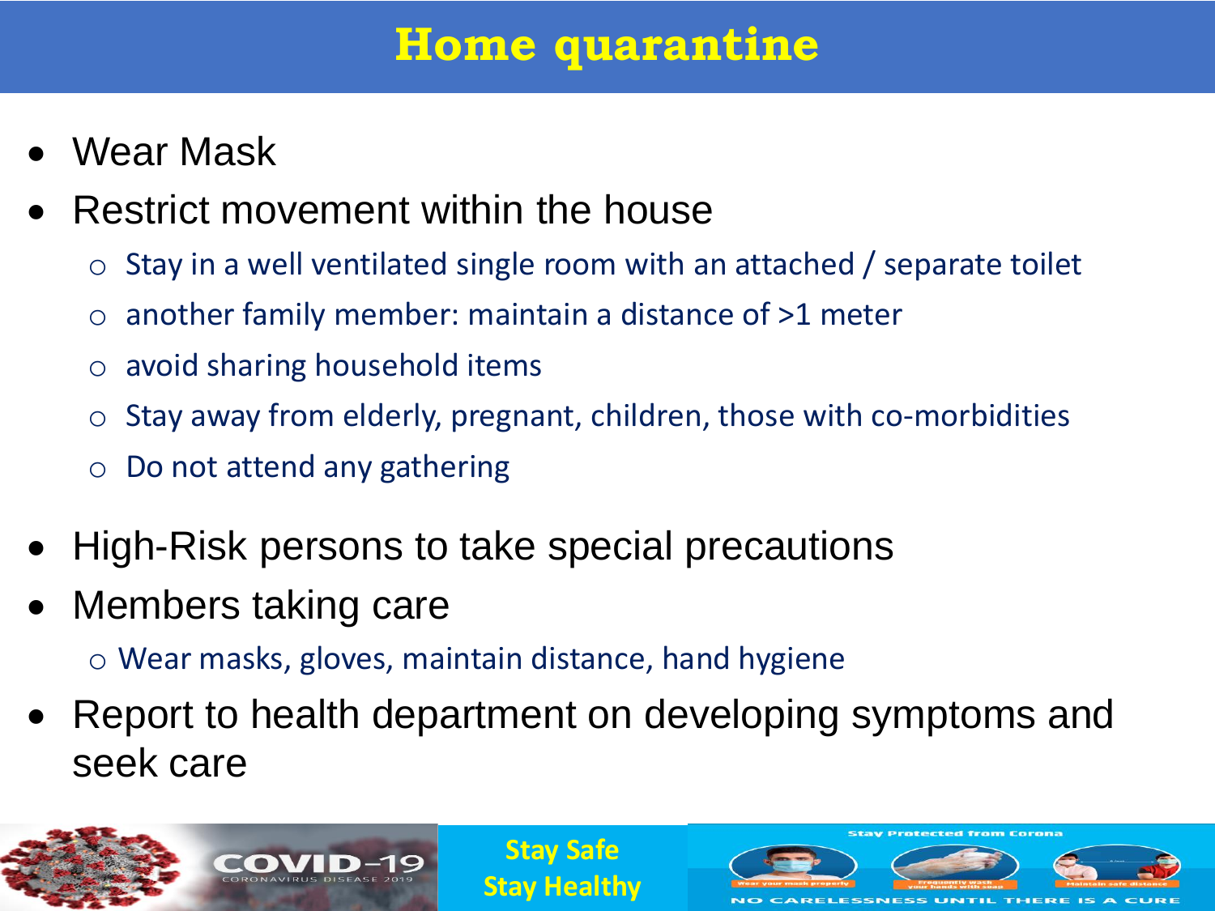# Home quarantine

- Wear Mask
- Restrict movement within the house
  - Stay in a well ventilated single room with an attached / separate toilet
  - another family member: maintain a distance of >1 meter
  - avoid sharing household items
  - Stay away from elderly, pregnant, children, those with co-morbidities
  - Do not attend any gathering
- High-Risk persons to take special precautions
- Members taking care
  - Wear masks, gloves, maintain distance, hand hygiene
- Report to health department on developing symptoms and seek care

COVID-19 CORONAVIRUS DISEASE 2019

Stay Safe
Stay Healthy

Stay Protected from Corona

Wear your mask properly | Frequently wash your hands with soap | Maintain safe distance

NO CARELESSNESS UNTIL THERE IS A CURE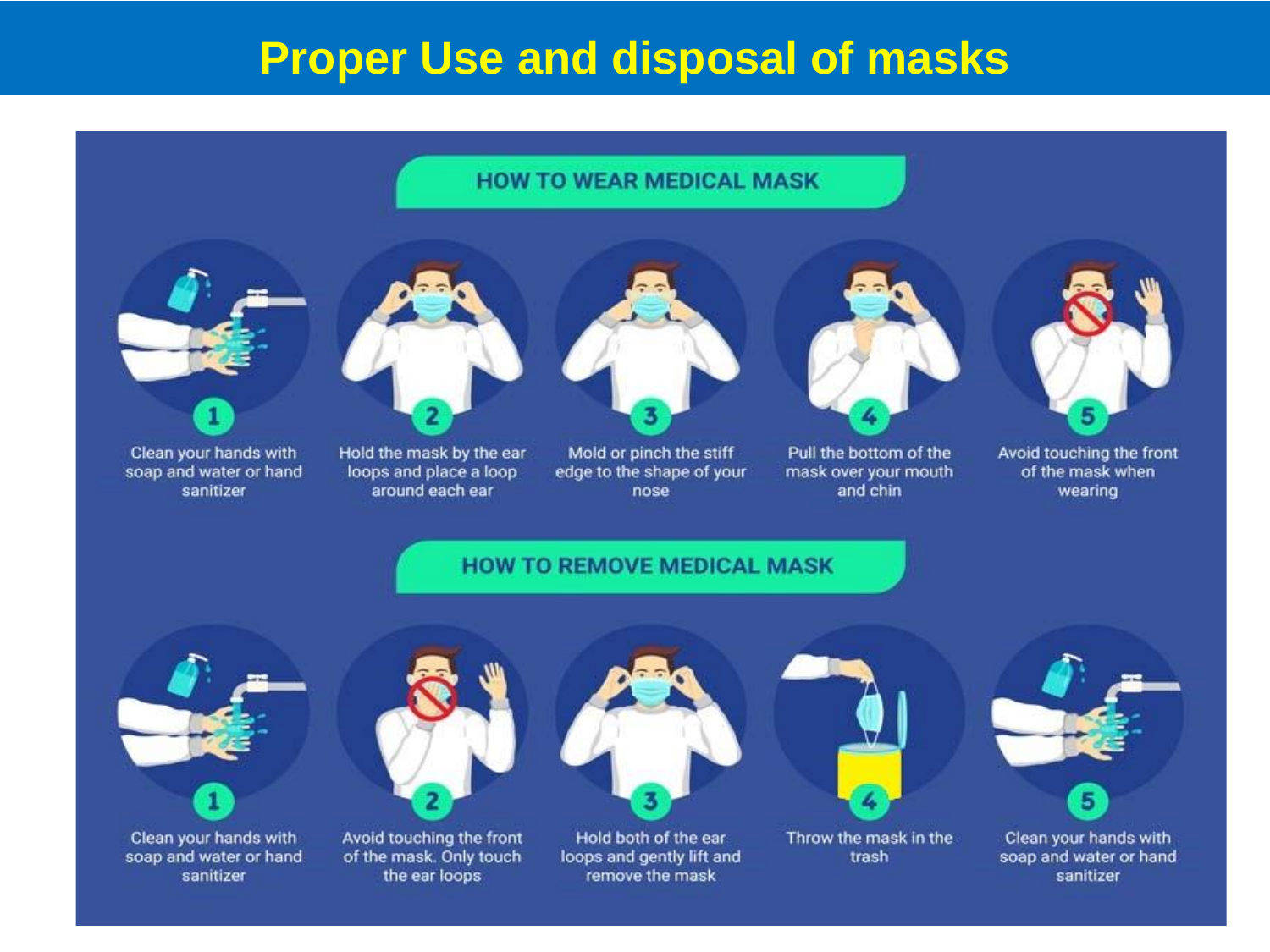# Proper Use and disposal of masks

## HOW TO WEAR MEDICAL MASK

1. Clean your hands with soap and water or hand sanitizer
2. Hold the mask by the ear loops and place a loop around each ear
3. Mold or pinch the stiff edge to the shape of your nose
4. Pull the bottom of the mask over your mouth and chin
5. Avoid touching the front of the mask when wearing

## HOW TO REMOVE MEDICAL MASK

1. Clean your hands with soap and water or hand sanitizer
2. Avoid touching the front of the mask. Only touch the ear loops
3. Hold both of the ear loops and gently lift and remove the mask
4. Throw the mask in the trash
5. Clean your hands with soap and water or hand sanitizer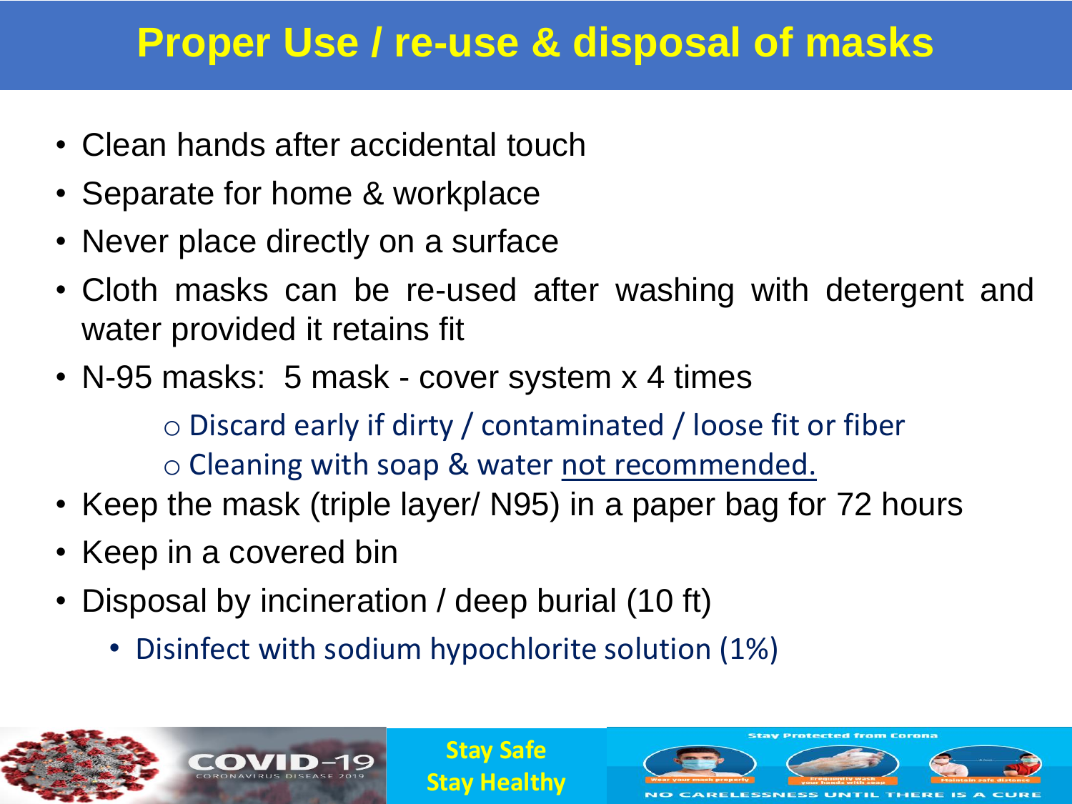# Proper Use / re-use & disposal of masks

- Clean hands after accidental touch
- Separate for home & workplace
- Never place directly on a surface
- Cloth masks can be re-used after washing with detergent and water provided it retains fit
- N-95 masks: 5 mask - cover system x 4 times
  - Discard early if dirty / contaminated / loose fit or fiber
  - Cleaning with soap & water not recommended.
- Keep the mask (triple layer/ N95) in a paper bag for 72 hours
- Keep in a covered bin
- Disposal by incineration / deep burial (10 ft)
  - Disinfect with sodium hypochlorite solution (1%)

COVID-19 CORONAVIRUS DISEASE 2019

Stay Safe
Stay Healthy

Stay Protected from Corona

NO CARELESSNESS UNTIL THERE IS A CURE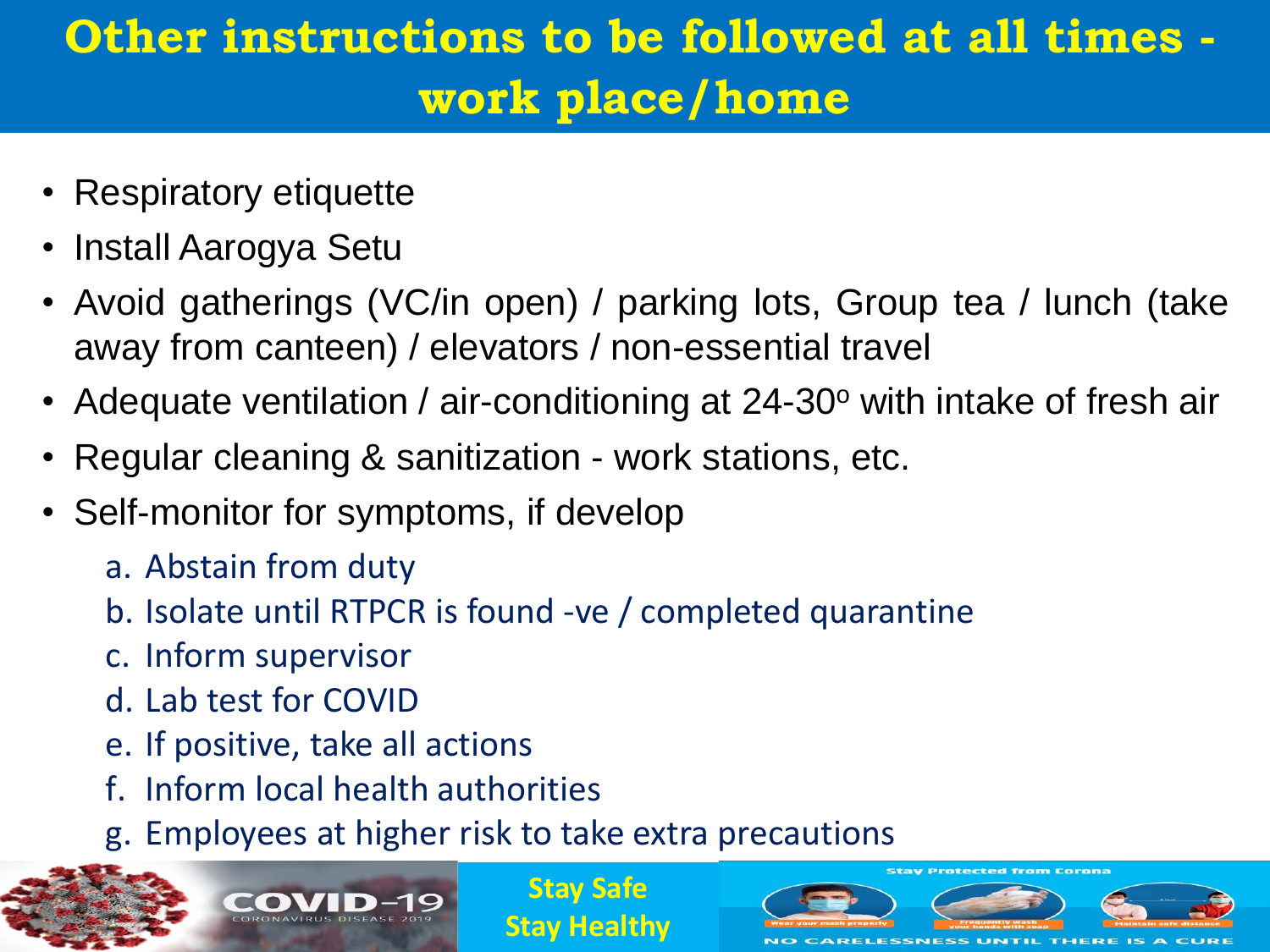# Other instructions to be followed at all times - work place/home

- Respiratory etiquette
- Install Aarogya Setu
- Avoid gatherings (VC/in open) / parking lots, Group tea / lunch (take away from canteen) / elevators / non-essential travel
- Adequate ventilation / air-conditioning at 24-30$^o$ with intake of fresh air
- Regular cleaning & sanitization - work stations, etc.
- Self-monitor for symptoms, if develop
  a. Abstain from duty
  b. Isolate until RTPCR is found -ve / completed quarantine
  c. Inform supervisor
  d. Lab test for COVID
  e. If positive, take all actions
  f. Inform local health authorities
  g. Employees at higher risk to take extra precautions

COVID-19 CORONAVIRUS DISEASE 2019

Stay Safe
Stay Healthy

Stay Protected from Corona

Wear your mask properly | Frequently wash your hands with soap | Maintain safe distance

NO CARELESSNESS UNTIL THERE IS A CURE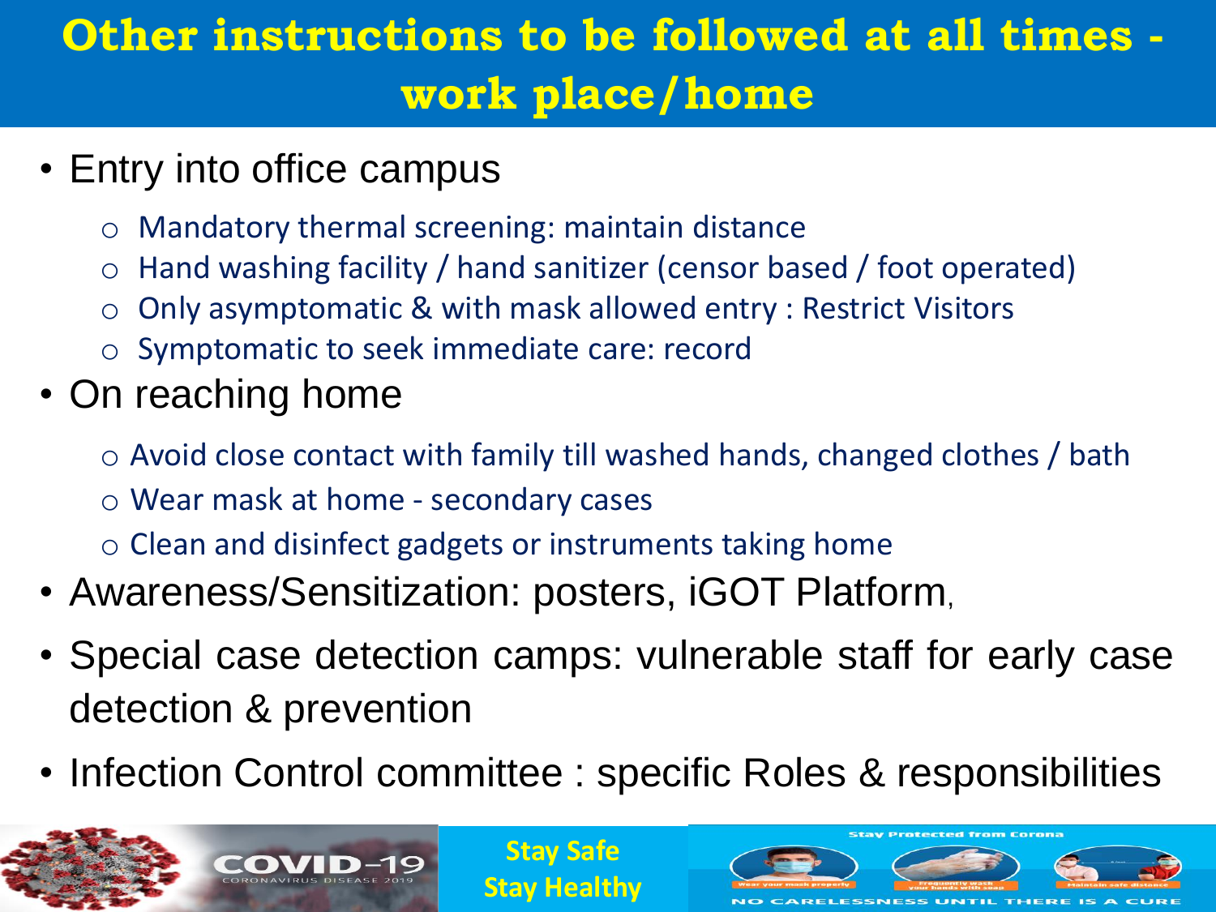# Other instructions to be followed at all times - work place/home

- Entry into office campus
  - Mandatory thermal screening: maintain distance
  - Hand washing facility / hand sanitizer (censor based / foot operated)
  - Only asymptomatic & with mask allowed entry : Restrict Visitors
  - Symptomatic to seek immediate care: record
- On reaching home
  - Avoid close contact with family till washed hands, changed clothes / bath
  - Wear mask at home - secondary cases
  - Clean and disinfect gadgets or instruments taking home
- Awareness/Sensitization: posters, iGOT Platform,
- Special case detection camps: vulnerable staff for early case detection & prevention
- Infection Control committee : specific Roles & responsibilities

COVID-19
CORONAVIRUS DISEASE 2019

Stay Safe
Stay Healthy

Stay Protected from Corona

Wear your mask properly | Frequently wash your hands with soap | Maintain safe distance

NO CARELESSNESS UNTIL THERE IS A CURE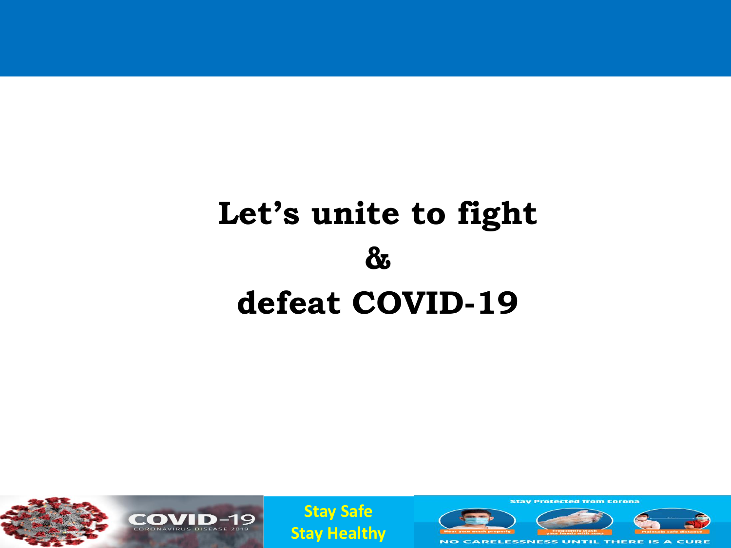**Let's unite to fight**

**&**

**defeat COVID-19**

COVID-19
CORONAVIRUS DISEASE 2019

Stay Safe
Stay Healthy

Stay Protected from Corona

Wear your mask properly

Frequently wash your hands with soap

Maintain safe distance

NO CARELESSNESS UNTIL THERE IS A CURE